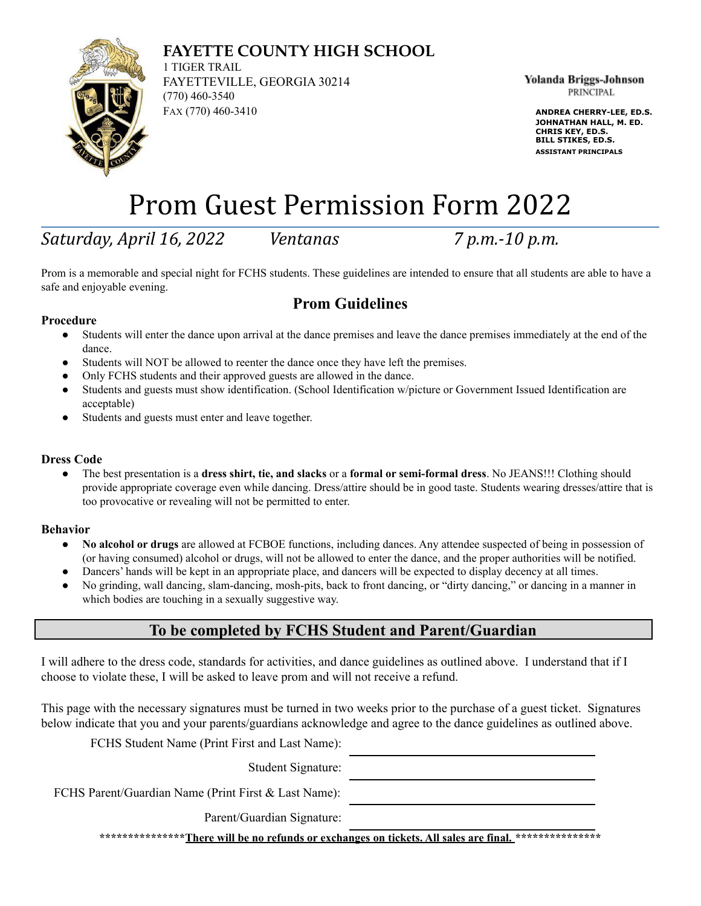# FAYETTE COUNTY HIGH SCHOOL

1 TIGER TRAIL
FAYETTEVILLE, GEORGIA 30214
(770) 460-3540
FAX (770) 460-3410

**Yolanda Briggs-Johnson**
PRINCIPAL

**ANDREA CHERRY-LEE, ED.S.**
**JOHNATHAN HALL, M. ED.**
**CHRIS KEY, ED.S.**
**BILL STIKES, ED.S.**
**ASSISTANT PRINCIPALS**

# Prom Guest Permission Form 2022

*Saturday, April 16, 2022* *Ventanas* *7 p.m.-10 p.m.*

Prom is a memorable and special night for FCHS students. These guidelines are intended to ensure that all students are able to have a safe and enjoyable evening.

## Prom Guidelines

### Procedure

- Students will enter the dance upon arrival at the dance premises and leave the dance premises immediately at the end of the dance.
- Students will NOT be allowed to reenter the dance once they have left the premises.
- Only FCHS students and their approved guests are allowed in the dance.
- Students and guests must show identification. (School Identification w/picture or Government Issued Identification are acceptable)
- Students and guests must enter and leave together.

### Dress Code

- The best presentation is a **dress shirt, tie, and slacks** or a **formal or semi-formal dress**. No JEANS!!! Clothing should provide appropriate coverage even while dancing. Dress/attire should be in good taste. Students wearing dresses/attire that is too provocative or revealing will not be permitted to enter.

### Behavior

- **No alcohol or drugs** are allowed at FCBOE functions, including dances. Any attendee suspected of being in possession of (or having consumed) alcohol or drugs, will not be allowed to enter the dance, and the proper authorities will be notified.
- Dancers' hands will be kept in an appropriate place, and dancers will be expected to display decency at all times.
- No grinding, wall dancing, slam-dancing, mosh-pits, back to front dancing, or "dirty dancing," or dancing in a manner in which bodies are touching in a sexually suggestive way.

## To be completed by FCHS Student and Parent/Guardian

I will adhere to the dress code, standards for activities, and dance guidelines as outlined above. I understand that if I choose to violate these, I will be asked to leave prom and will not receive a refund.

This page with the necessary signatures must be turned in two weeks prior to the purchase of a guest ticket. Signatures below indicate that you and your parents/guardians acknowledge and agree to the dance guidelines as outlined above.

FCHS Student Name (Print First and Last Name): ______________________________

Student Signature: ______________________________

FCHS Parent/Guardian Name (Print First & Last Name): ______________________________

Parent/Guardian Signature: ______________________________

***************<u>**There will be no refunds or exchanges on tickets. All sales are final.**</u> ***************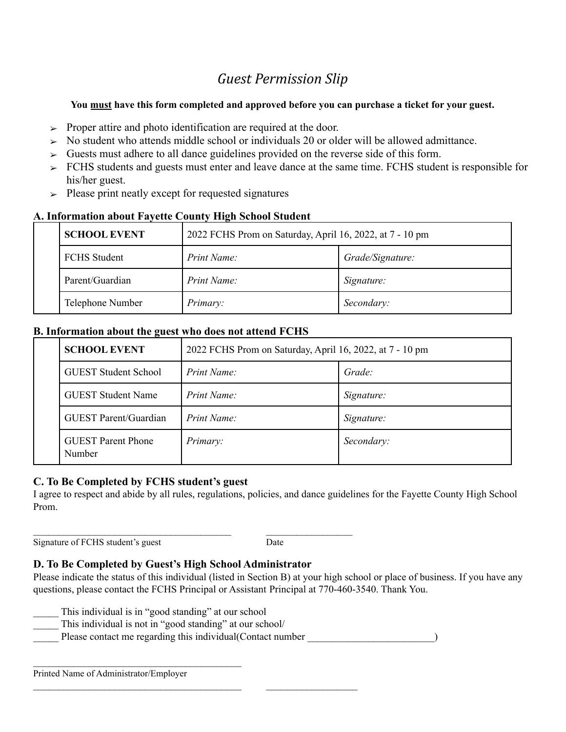# *Guest Permission Slip*

**You <u>must</u> have this form completed and approved before you can purchase a ticket for your guest.**

- Proper attire and photo identification are required at the door.
- No student who attends middle school or individuals 20 or older will be allowed admittance.
- Guests must adhere to all dance guidelines provided on the reverse side of this form.
- FCHS students and guests must enter and leave dance at the same time. FCHS student is responsible for his/her guest.
- Please print neatly except for requested signatures

### A. Information about Fayette County High School Student

| | **SCHOOL EVENT** | 2022 FCHS Prom on Saturday, April 16, 2022, at 7 - 10 pm | |
|---|---|---|---|
| | FCHS Student | *Print Name:* | *Grade/Signature:* |
| | Parent/Guardian | *Print Name:* | *Signature:* |
| | Telephone Number | *Primary:* | *Secondary:* |

### B. Information about the guest who does not attend FCHS

| | **SCHOOL EVENT** | 2022 FCHS Prom on Saturday, April 16, 2022, at 7 - 10 pm | |
|---|---|---|---|
| | GUEST Student School | *Print Name:* | *Grade:* |
| | GUEST Student Name | *Print Name:* | *Signature:* |
| | GUEST Parent/Guardian | *Print Name:* | *Signature:* |
| | GUEST Parent Phone Number | *Primary:* | *Secondary:* |

### C. To Be Completed by FCHS student's guest

I agree to respect and abide by all rules, regulations, policies, and dance guidelines for the Fayette County High School Prom.

\_\_\_\_\_\_\_\_\_\_\_\_\_\_\_\_\_\_\_\_\_\_\_\_\_\_\_\_\_\_\_\_\_\_\_\_\_\_\_\_ \_\_\_\_\_\_\_\_\_\_\_\_\_\_\_\_\_\_

Signature of FCHS student's guest Date

### D. To Be Completed by Guest's High School Administrator

Please indicate the status of this individual (listed in Section B) at your high school or place of business. If you have any questions, please contact the FCHS Principal or Assistant Principal at 770-460-3540. Thank You.

\_\_\_\_\_ This individual is in "good standing" at our school

\_\_\_\_\_ This individual is not in "good standing" at our school/

\_\_\_\_\_ Please contact me regarding this individual(Contact number \_\_\_\_\_\_\_\_\_\_\_\_\_\_\_\_\_\_\_\_\_\_\_\_\_\_)

\_\_\_\_\_\_\_\_\_\_\_\_\_\_\_\_\_\_\_\_\_\_\_\_\_\_\_\_\_\_\_\_\_\_\_\_\_\_\_\_\_\_\_\_

Printed Name of Administrator/Employer

\_\_\_\_\_\_\_\_\_\_\_\_\_\_\_\_\_\_\_\_\_\_\_\_\_\_\_\_\_\_\_\_\_\_\_\_\_\_\_\_\_\_\_\_ \_\_\_\_\_\_\_\_\_\_\_\_\_\_\_\_\_\_\_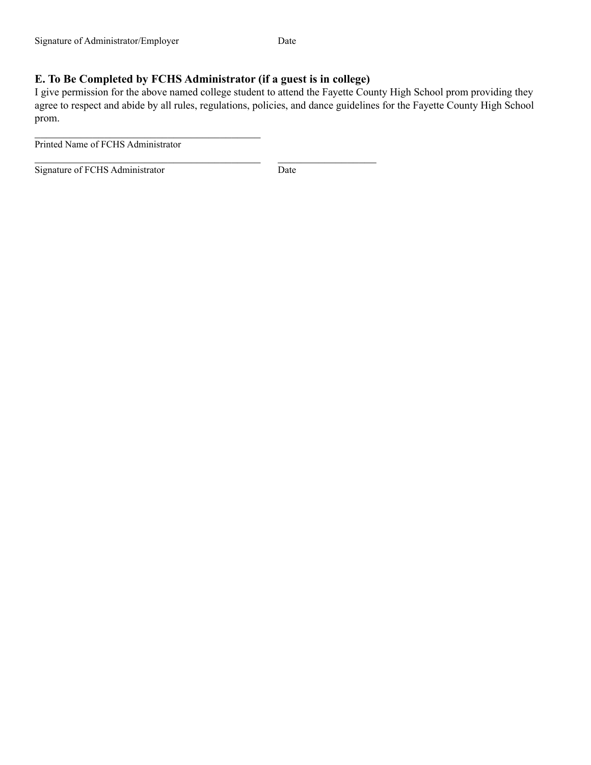Signature of Administrator/Employer                    Date

### E. To Be Completed by FCHS Administrator (if a guest is in college)

I give permission for the above named college student to attend the Fayette County High School prom providing they agree to respect and abide by all rules, regulations, policies, and dance guidelines for the Fayette County High School prom.

_____________________________________________
Printed Name of FCHS Administrator

_____________________________________________     ____________________
Signature of FCHS Administrator                    Date